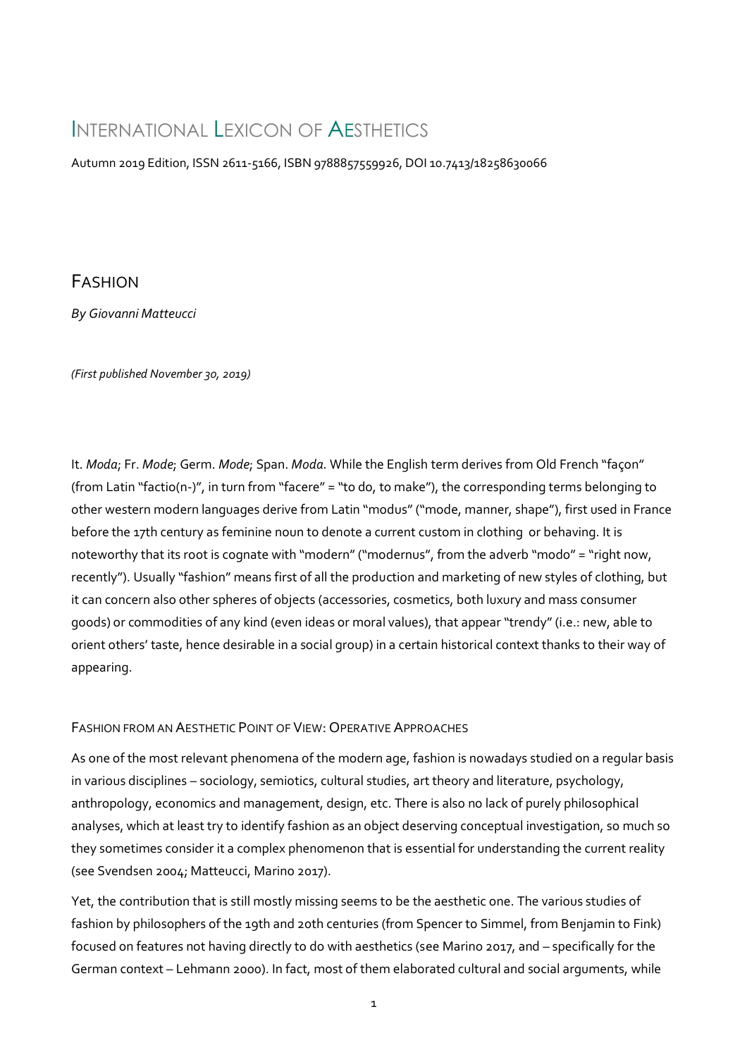# International Lexicon of Aesthetics

Autumn 2019 Edition, ISSN 2611-5166, ISBN 9788857559926, DOI 10.7413/18258630066

## Fashion

*By Giovanni Matteucci*

*(First published November 30, 2019)*

It. *Moda*; Fr. *Mode*; Germ. *Mode*; Span. *Moda*. While the English term derives from Old French "façon" (from Latin "factio(n-)", in turn from "facere" = "to do, to make"), the corresponding terms belonging to other western modern languages derive from Latin "modus" ("mode, manner, shape"), first used in France before the 17th century as feminine noun to denote a current custom in clothing or behaving. It is noteworthy that its root is cognate with "modern" ("modernus", from the adverb "modo" = "right now, recently"). Usually "fashion" means first of all the production and marketing of new styles of clothing, but it can concern also other spheres of objects (accessories, cosmetics, both luxury and mass consumer goods) or commodities of any kind (even ideas or moral values), that appear "trendy" (i.e.: new, able to orient others' taste, hence desirable in a social group) in a certain historical context thanks to their way of appearing.

### Fashion from an Aesthetic Point of View: Operative Approaches

As one of the most relevant phenomena of the modern age, fashion is nowadays studied on a regular basis in various disciplines – sociology, semiotics, cultural studies, art theory and literature, psychology, anthropology, economics and management, design, etc. There is also no lack of purely philosophical analyses, which at least try to identify fashion as an object deserving conceptual investigation, so much so they sometimes consider it a complex phenomenon that is essential for understanding the current reality (see Svendsen 2004; Matteucci, Marino 2017).

Yet, the contribution that is still mostly missing seems to be the aesthetic one. The various studies of fashion by philosophers of the 19th and 20th centuries (from Spencer to Simmel, from Benjamin to Fink) focused on features not having directly to do with aesthetics (see Marino 2017, and – specifically for the German context – Lehmann 2000). In fact, most of them elaborated cultural and social arguments, while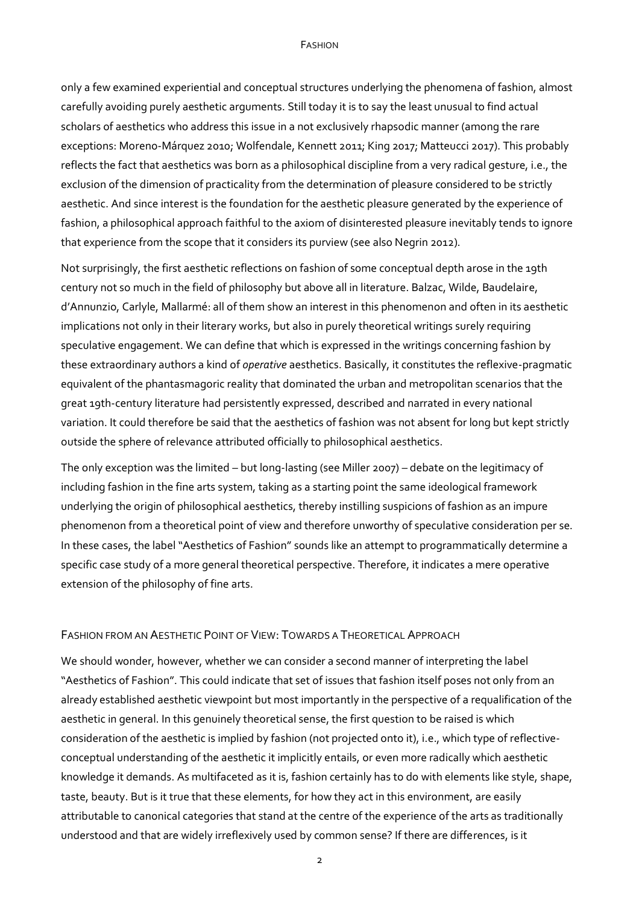only a few examined experiential and conceptual structures underlying the phenomena of fashion, almost carefully avoiding purely aesthetic arguments. Still today it is to say the least unusual to find actual scholars of aesthetics who address this issue in a not exclusively rhapsodic manner (among the rare exceptions: Moreno-Márquez 2010; Wolfendale, Kennett 2011; King 2017; Matteucci 2017). This probably reflects the fact that aesthetics was born as a philosophical discipline from a very radical gesture, i.e., the exclusion of the dimension of practicality from the determination of pleasure considered to be strictly aesthetic. And since interest is the foundation for the aesthetic pleasure generated by the experience of fashion, a philosophical approach faithful to the axiom of disinterested pleasure inevitably tends to ignore that experience from the scope that it considers its purview (see also Negrin 2012).

Not surprisingly, the first aesthetic reflections on fashion of some conceptual depth arose in the 19th century not so much in the field of philosophy but above all in literature. Balzac, Wilde, Baudelaire, d'Annunzio, Carlyle, Mallarmé: all of them show an interest in this phenomenon and often in its aesthetic implications not only in their literary works, but also in purely theoretical writings surely requiring speculative engagement. We can define that which is expressed in the writings concerning fashion by these extraordinary authors a kind of *operative* aesthetics. Basically, it constitutes the reflexive-pragmatic equivalent of the phantasmagoric reality that dominated the urban and metropolitan scenarios that the great 19th-century literature had persistently expressed, described and narrated in every national variation. It could therefore be said that the aesthetics of fashion was not absent for long but kept strictly outside the sphere of relevance attributed officially to philosophical aesthetics.

The only exception was the limited – but long-lasting (see Miller 2007) – debate on the legitimacy of including fashion in the fine arts system, taking as a starting point the same ideological framework underlying the origin of philosophical aesthetics, thereby instilling suspicions of fashion as an impure phenomenon from a theoretical point of view and therefore unworthy of speculative consideration per se. In these cases, the label "Aesthetics of Fashion" sounds like an attempt to programmatically determine a specific case study of a more general theoretical perspective. Therefore, it indicates a mere operative extension of the philosophy of fine arts.

## Fashion from an Aesthetic Point of View: Towards a Theoretical Approach

We should wonder, however, whether we can consider a second manner of interpreting the label "Aesthetics of Fashion". This could indicate that set of issues that fashion itself poses not only from an already established aesthetic viewpoint but most importantly in the perspective of a requalification of the aesthetic in general. In this genuinely theoretical sense, the first question to be raised is which consideration of the aesthetic is implied by fashion (not projected onto it), i.e., which type of reflective-conceptual understanding of the aesthetic it implicitly entails, or even more radically which aesthetic knowledge it demands. As multifaceted as it is, fashion certainly has to do with elements like style, shape, taste, beauty. But is it true that these elements, for how they act in this environment, are easily attributable to canonical categories that stand at the centre of the experience of the arts as traditionally understood and that are widely irreflexively used by common sense? If there are differences, is it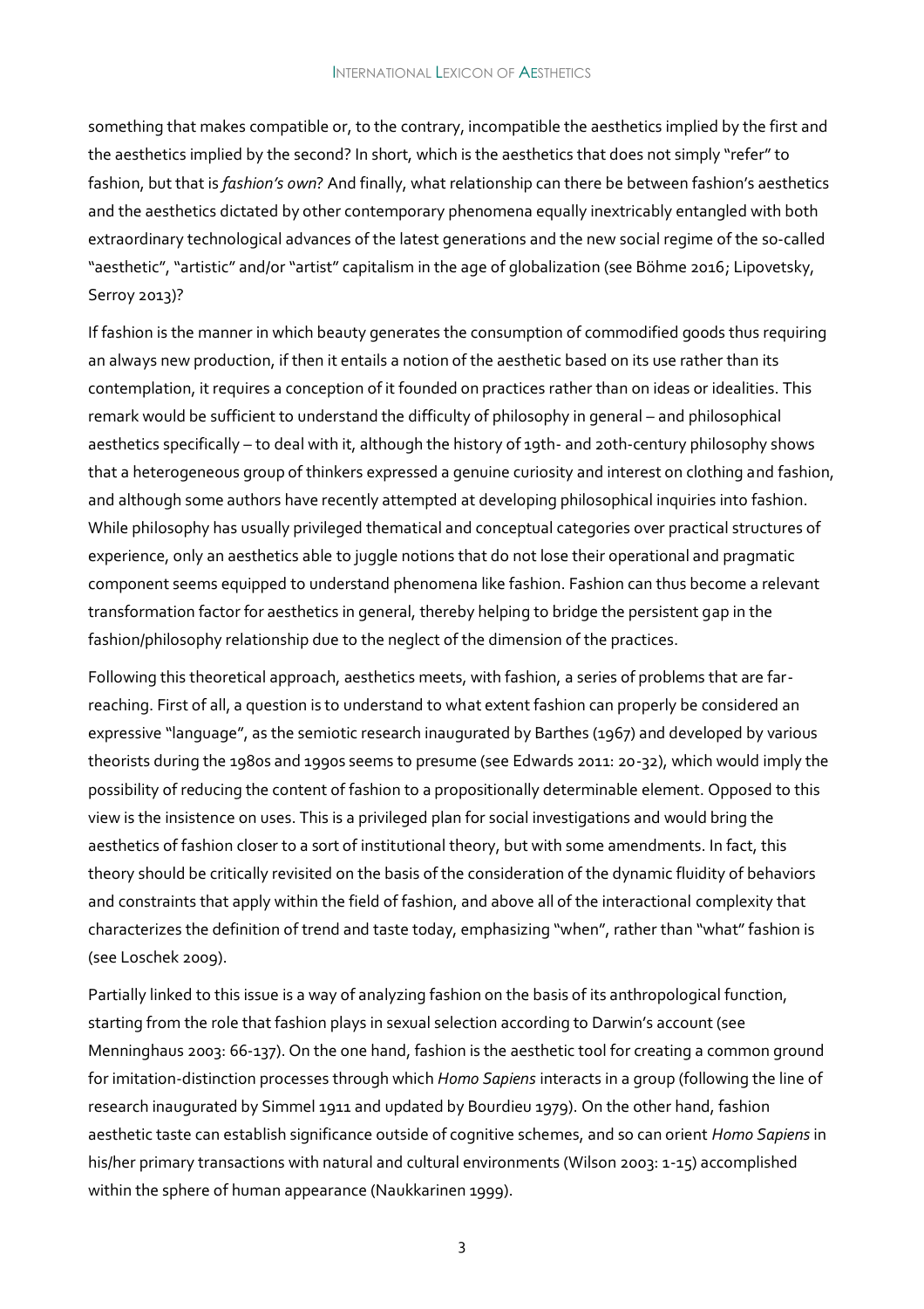something that makes compatible or, to the contrary, incompatible the aesthetics implied by the first and the aesthetics implied by the second? In short, which is the aesthetics that does not simply "refer" to fashion, but that is *fashion's own*? And finally, what relationship can there be between fashion's aesthetics and the aesthetics dictated by other contemporary phenomena equally inextricably entangled with both extraordinary technological advances of the latest generations and the new social regime of the so-called "aesthetic", "artistic" and/or "artist" capitalism in the age of globalization (see Böhme 2016; Lipovetsky, Serroy 2013)?

If fashion is the manner in which beauty generates the consumption of commodified goods thus requiring an always new production, if then it entails a notion of the aesthetic based on its use rather than its contemplation, it requires a conception of it founded on practices rather than on ideas or idealities. This remark would be sufficient to understand the difficulty of philosophy in general – and philosophical aesthetics specifically – to deal with it, although the history of 19th- and 20th-century philosophy shows that a heterogeneous group of thinkers expressed a genuine curiosity and interest on clothing and fashion, and although some authors have recently attempted at developing philosophical inquiries into fashion. While philosophy has usually privileged thematical and conceptual categories over practical structures of experience, only an aesthetics able to juggle notions that do not lose their operational and pragmatic component seems equipped to understand phenomena like fashion. Fashion can thus become a relevant transformation factor for aesthetics in general, thereby helping to bridge the persistent gap in the fashion/philosophy relationship due to the neglect of the dimension of the practices.

Following this theoretical approach, aesthetics meets, with fashion, a series of problems that are far-reaching. First of all, a question is to understand to what extent fashion can properly be considered an expressive "language", as the semiotic research inaugurated by Barthes (1967) and developed by various theorists during the 1980s and 1990s seems to presume (see Edwards 2011: 20-32), which would imply the possibility of reducing the content of fashion to a propositionally determinable element. Opposed to this view is the insistence on uses. This is a privileged plan for social investigations and would bring the aesthetics of fashion closer to a sort of institutional theory, but with some amendments. In fact, this theory should be critically revisited on the basis of the consideration of the dynamic fluidity of behaviors and constraints that apply within the field of fashion, and above all of the interactional complexity that characterizes the definition of trend and taste today, emphasizing "when", rather than "what" fashion is (see Loschek 2009).

Partially linked to this issue is a way of analyzing fashion on the basis of its anthropological function, starting from the role that fashion plays in sexual selection according to Darwin's account (see Menninghaus 2003: 66-137). On the one hand, fashion is the aesthetic tool for creating a common ground for imitation-distinction processes through which *Homo Sapiens* interacts in a group (following the line of research inaugurated by Simmel 1911 and updated by Bourdieu 1979). On the other hand, fashion aesthetic taste can establish significance outside of cognitive schemes, and so can orient *Homo Sapiens* in his/her primary transactions with natural and cultural environments (Wilson 2003: 1-15) accomplished within the sphere of human appearance (Naukkarinen 1999).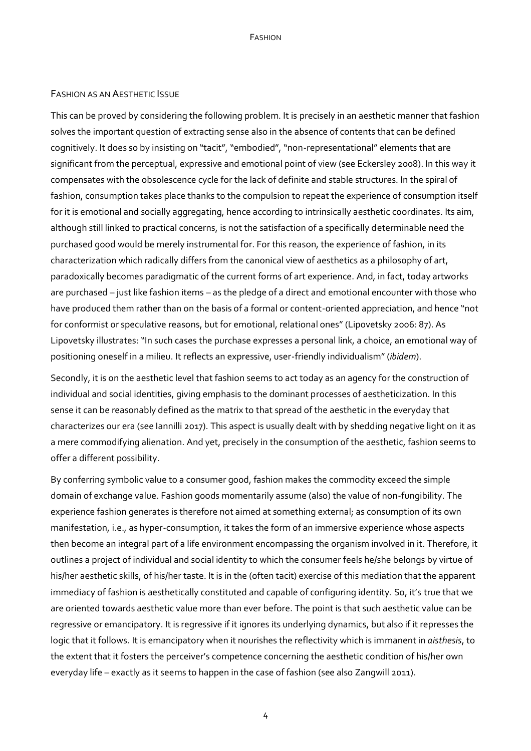## Fashion as an Aesthetic Issue

This can be proved by considering the following problem. It is precisely in an aesthetic manner that fashion solves the important question of extracting sense also in the absence of contents that can be defined cognitively. It does so by insisting on "tacit", "embodied", "non-representational" elements that are significant from the perceptual, expressive and emotional point of view (see Eckersley 2008). In this way it compensates with the obsolescence cycle for the lack of definite and stable structures. In the spiral of fashion, consumption takes place thanks to the compulsion to repeat the experience of consumption itself for it is emotional and socially aggregating, hence according to intrinsically aesthetic coordinates. Its aim, although still linked to practical concerns, is not the satisfaction of a specifically determinable need the purchased good would be merely instrumental for. For this reason, the experience of fashion, in its characterization which radically differs from the canonical view of aesthetics as a philosophy of art, paradoxically becomes paradigmatic of the current forms of art experience. And, in fact, today artworks are purchased – just like fashion items – as the pledge of a direct and emotional encounter with those who have produced them rather than on the basis of a formal or content-oriented appreciation, and hence "not for conformist or speculative reasons, but for emotional, relational ones" (Lipovetsky 2006: 87). As Lipovetsky illustrates: "In such cases the purchase expresses a personal link, a choice, an emotional way of positioning oneself in a milieu. It reflects an expressive, user-friendly individualism" (*ibidem*).

Secondly, it is on the aesthetic level that fashion seems to act today as an agency for the construction of individual and social identities, giving emphasis to the dominant processes of aestheticization. In this sense it can be reasonably defined as the matrix to that spread of the aesthetic in the everyday that characterizes our era (see Iannilli 2017). This aspect is usually dealt with by shedding negative light on it as a mere commodifying alienation. And yet, precisely in the consumption of the aesthetic, fashion seems to offer a different possibility.

By conferring symbolic value to a consumer good, fashion makes the commodity exceed the simple domain of exchange value. Fashion goods momentarily assume (also) the value of non-fungibility. The experience fashion generates is therefore not aimed at something external; as consumption of its own manifestation, i.e., as hyper-consumption, it takes the form of an immersive experience whose aspects then become an integral part of a life environment encompassing the organism involved in it. Therefore, it outlines a project of individual and social identity to which the consumer feels he/she belongs by virtue of his/her aesthetic skills, of his/her taste. It is in the (often tacit) exercise of this mediation that the apparent immediacy of fashion is aesthetically constituted and capable of configuring identity. So, it's true that we are oriented towards aesthetic value more than ever before. The point is that such aesthetic value can be regressive or emancipatory. It is regressive if it ignores its underlying dynamics, but also if it represses the logic that it follows. It is emancipatory when it nourishes the reflectivity which is immanent in *aisthesis*, to the extent that it fosters the perceiver's competence concerning the aesthetic condition of his/her own everyday life – exactly as it seems to happen in the case of fashion (see also Zangwill 2011).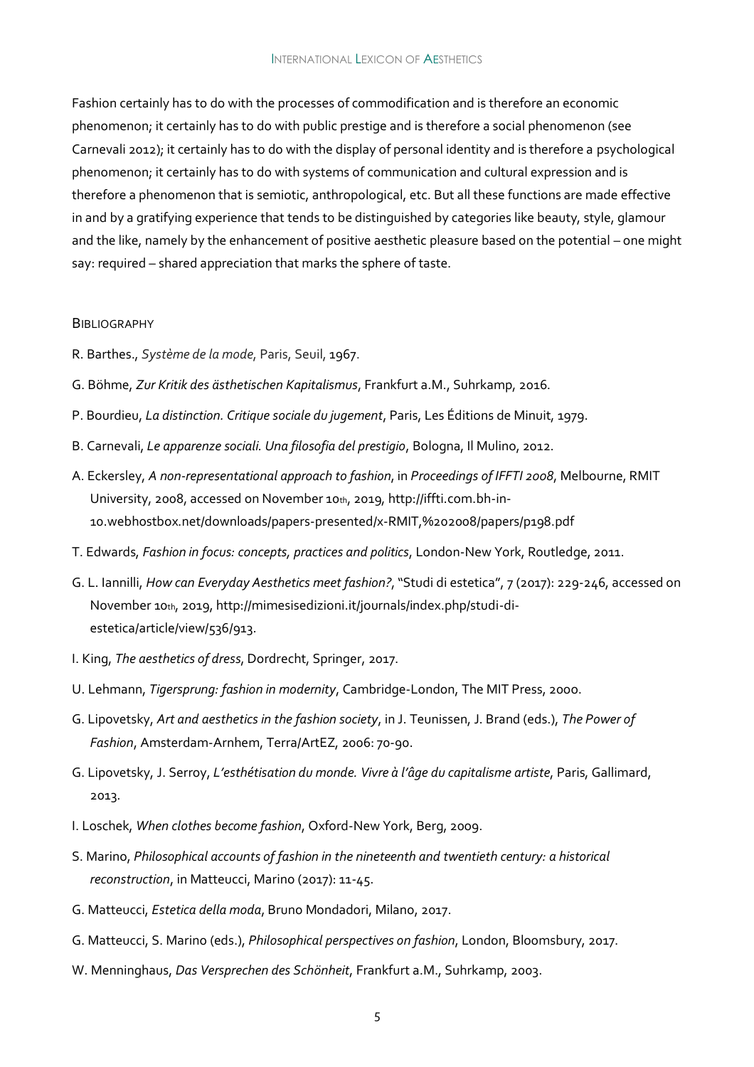Fashion certainly has to do with the processes of commodification and is therefore an economic phenomenon; it certainly has to do with public prestige and is therefore a social phenomenon (see Carnevali 2012); it certainly has to do with the display of personal identity and is therefore a psychological phenomenon; it certainly has to do with systems of communication and cultural expression and is therefore a phenomenon that is semiotic, anthropological, etc. But all these functions are made effective in and by a gratifying experience that tends to be distinguished by categories like beauty, style, glamour and the like, namely by the enhancement of positive aesthetic pleasure based on the potential – one might say: required – shared appreciation that marks the sphere of taste.

## Bibliography

R. Barthes., *Système de la mode*, Paris, Seuil, 1967.

G. Böhme, *Zur Kritik des ästhetischen Kapitalismus*, Frankfurt a.M., Suhrkamp, 2016.

P. Bourdieu, *La distinction. Critique sociale du jugement*, Paris, Les Éditions de Minuit, 1979.

B. Carnevali, *Le apparenze sociali. Una filosofia del prestigio*, Bologna, Il Mulino, 2012.

A. Eckersley, *A non-representational approach to fashion*, in *Proceedings of IFFTI 2008*, Melbourne, RMIT University, 2008, accessed on November 10th, 2019, http://iffti.com.bh-in-10.webhostbox.net/downloads/papers-presented/x-RMIT,%202008/papers/p198.pdf

T. Edwards, *Fashion in focus: concepts, practices and politics*, London-New York, Routledge, 2011.

G. L. Iannilli, *How can Everyday Aesthetics meet fashion?*, "Studi di estetica", 7 (2017): 229-246, accessed on November 10th, 2019, http://mimesisedizioni.it/journals/index.php/studi-di-estetica/article/view/536/913.

I. King, *The aesthetics of dress*, Dordrecht, Springer, 2017.

U. Lehmann, *Tigersprung: fashion in modernity*, Cambridge-London, The MIT Press, 2000.

G. Lipovetsky, *Art and aesthetics in the fashion society*, in J. Teunissen, J. Brand (eds.), *The Power of Fashion*, Amsterdam-Arnhem, Terra/ArtEZ, 2006: 70-90.

G. Lipovetsky, J. Serroy, *L'esthétisation du monde. Vivre à l'âge du capitalisme artiste*, Paris, Gallimard, 2013.

I. Loschek, *When clothes become fashion*, Oxford-New York, Berg, 2009.

S. Marino, *Philosophical accounts of fashion in the nineteenth and twentieth century: a historical reconstruction*, in Matteucci, Marino (2017): 11-45.

G. Matteucci, *Estetica della moda*, Bruno Mondadori, Milano, 2017.

G. Matteucci, S. Marino (eds.), *Philosophical perspectives on fashion*, London, Bloomsbury, 2017.

W. Menninghaus, *Das Versprechen des Schönheit*, Frankfurt a.M., Suhrkamp, 2003.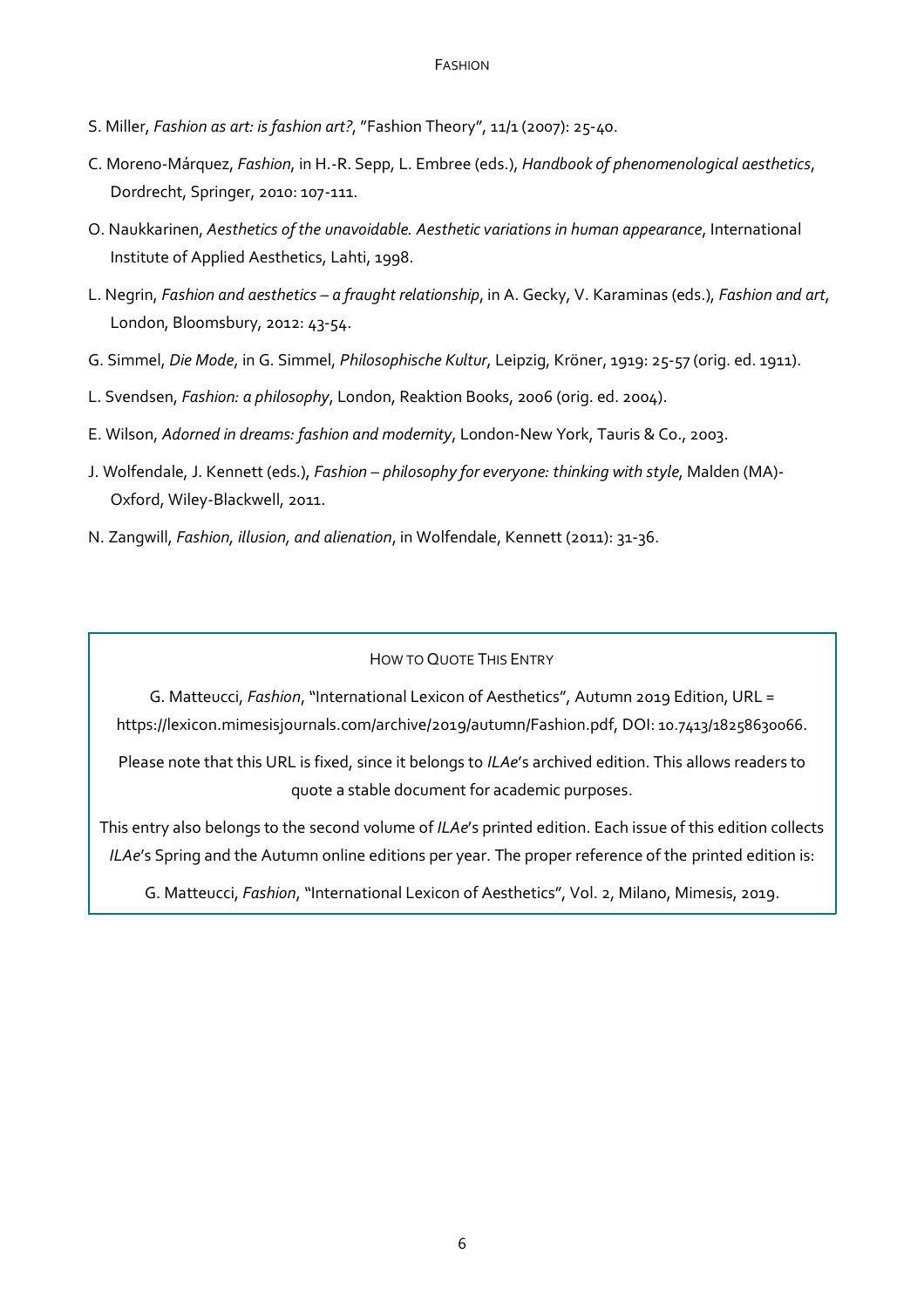S. Miller, *Fashion as art: is fashion art?*, "Fashion Theory", 11/1 (2007): 25-40.

C. Moreno-Márquez, *Fashion*, in H.-R. Sepp, L. Embree (eds.), *Handbook of phenomenological aesthetics*, Dordrecht, Springer, 2010: 107-111.

O. Naukkarinen, *Aesthetics of the unavoidable. Aesthetic variations in human appearance*, International Institute of Applied Aesthetics, Lahti, 1998.

L. Negrin, *Fashion and aesthetics – a fraught relationship*, in A. Gecky, V. Karaminas (eds.), *Fashion and art*, London, Bloomsbury, 2012: 43-54.

G. Simmel, *Die Mode*, in G. Simmel, *Philosophische Kultur*, Leipzig, Kröner, 1919: 25-57 (orig. ed. 1911).

L. Svendsen, *Fashion: a philosophy*, London, Reaktion Books, 2006 (orig. ed. 2004).

E. Wilson, *Adorned in dreams: fashion and modernity*, London-New York, Tauris & Co., 2003.

J. Wolfendale, J. Kennett (eds.), *Fashion – philosophy for everyone: thinking with style*, Malden (MA)-Oxford, Wiley-Blackwell, 2011.

N. Zangwill, *Fashion, illusion, and alienation*, in Wolfendale, Kennett (2011): 31-36.

HOW TO QUOTE THIS ENTRY

G. Matteucci, *Fashion*, "International Lexicon of Aesthetics", Autumn 2019 Edition, URL = https://lexicon.mimesisjournals.com/archive/2019/autumn/Fashion.pdf, DOI: 10.7413/18258630066.

Please note that this URL is fixed, since it belongs to *ILAe*'s archived edition. This allows readers to quote a stable document for academic purposes.

This entry also belongs to the second volume of *ILAe*'s printed edition. Each issue of this edition collects *ILAe*'s Spring and the Autumn online editions per year. The proper reference of the printed edition is:

G. Matteucci, *Fashion*, "International Lexicon of Aesthetics", Vol. 2, Milano, Mimesis, 2019.